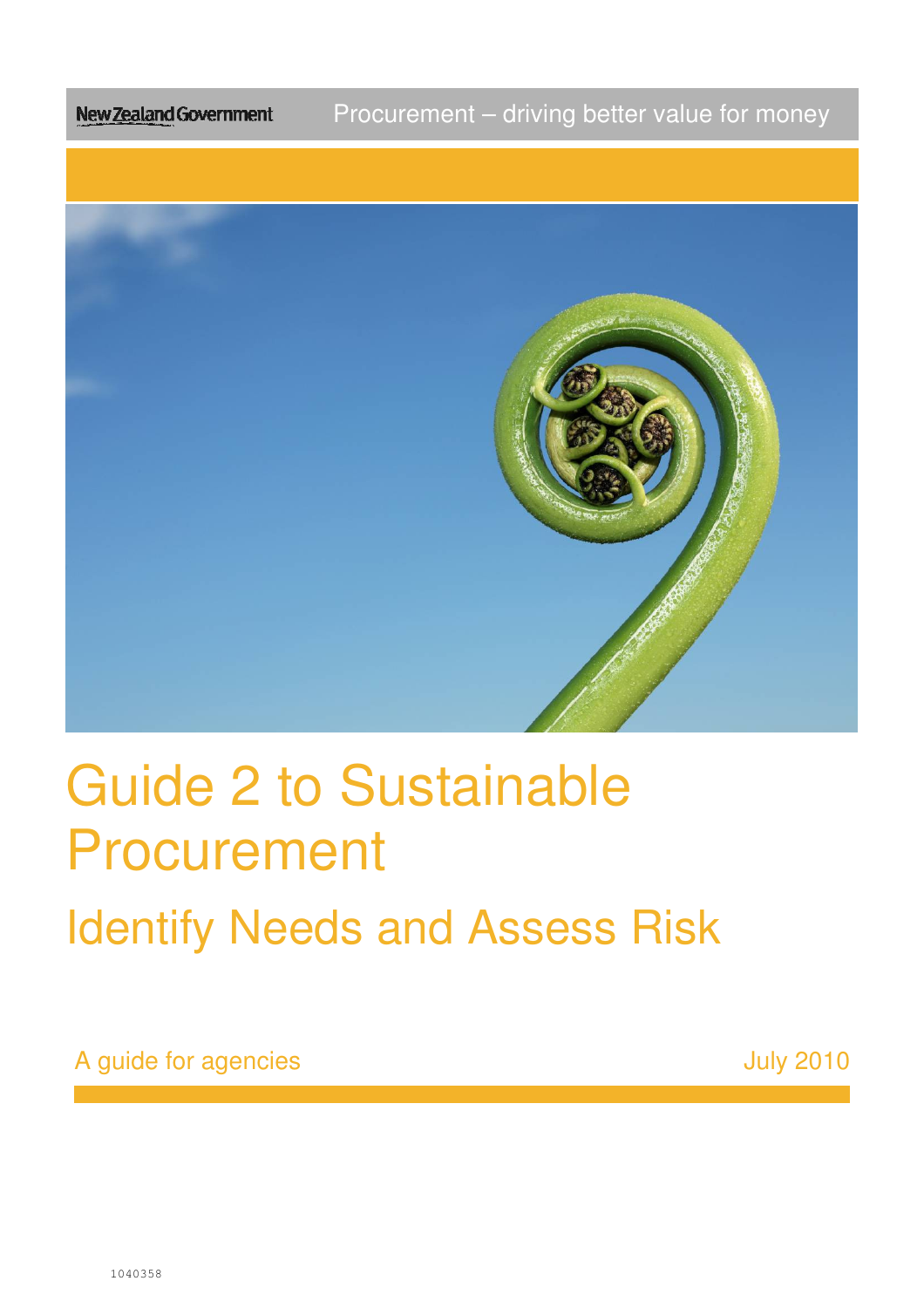New Zealand Government

Procurement – driving better value for money

# Guide 2 to Sustainable Procurement

## Identify Needs and Assess Risk

A guide for agencies

July 2010

1040358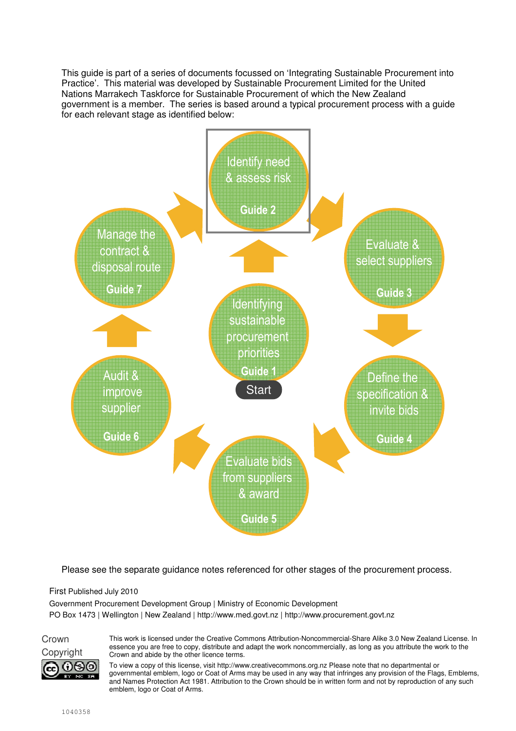This guide is part of a series of documents focussed on 'Integrating Sustainable Procurement into Practice'. This material was developed by Sustainable Procurement Limited for the United Nations Marrakech Taskforce for Sustainable Procurement of which the New Zealand government is a member. The series is based around a typical procurement process with a guide for each relevant stage as identified below:

- Identifying sustainable procurement priorities – Guide 1 (Start)
- Identify need & assess risk – Guide 2
- Evaluate & select suppliers – Guide 3
- Define the specification & invite bids – Guide 4
- Evaluate bids from suppliers & award – Guide 5
- Audit & improve supplier – Guide 6
- Manage the contract & disposal route – Guide 7

Please see the separate guidance notes referenced for other stages of the procurement process.

First Published July 2010

Government Procurement Development Group | Ministry of Economic Development

PO Box 1473 | Wellington | New Zealand | http://www.med.govt.nz | http://www.procurement.govt.nz

Crown Copyright

This work is licensed under the Creative Commons Attribution-Noncommercial-Share Alike 3.0 New Zealand License. In essence you are free to copy, distribute and adapt the work noncommercially, as long as you attribute the work to the Crown and abide by the other licence terms.

To view a copy of this license, visit http://www.creativecommons.org.nz Please note that no departmental or governmental emblem, logo or Coat of Arms may be used in any way that infringes any provision of the Flags, Emblems, and Names Protection Act 1981. Attribution to the Crown should be in written form and not by reproduction of any such emblem, logo or Coat of Arms.

1040358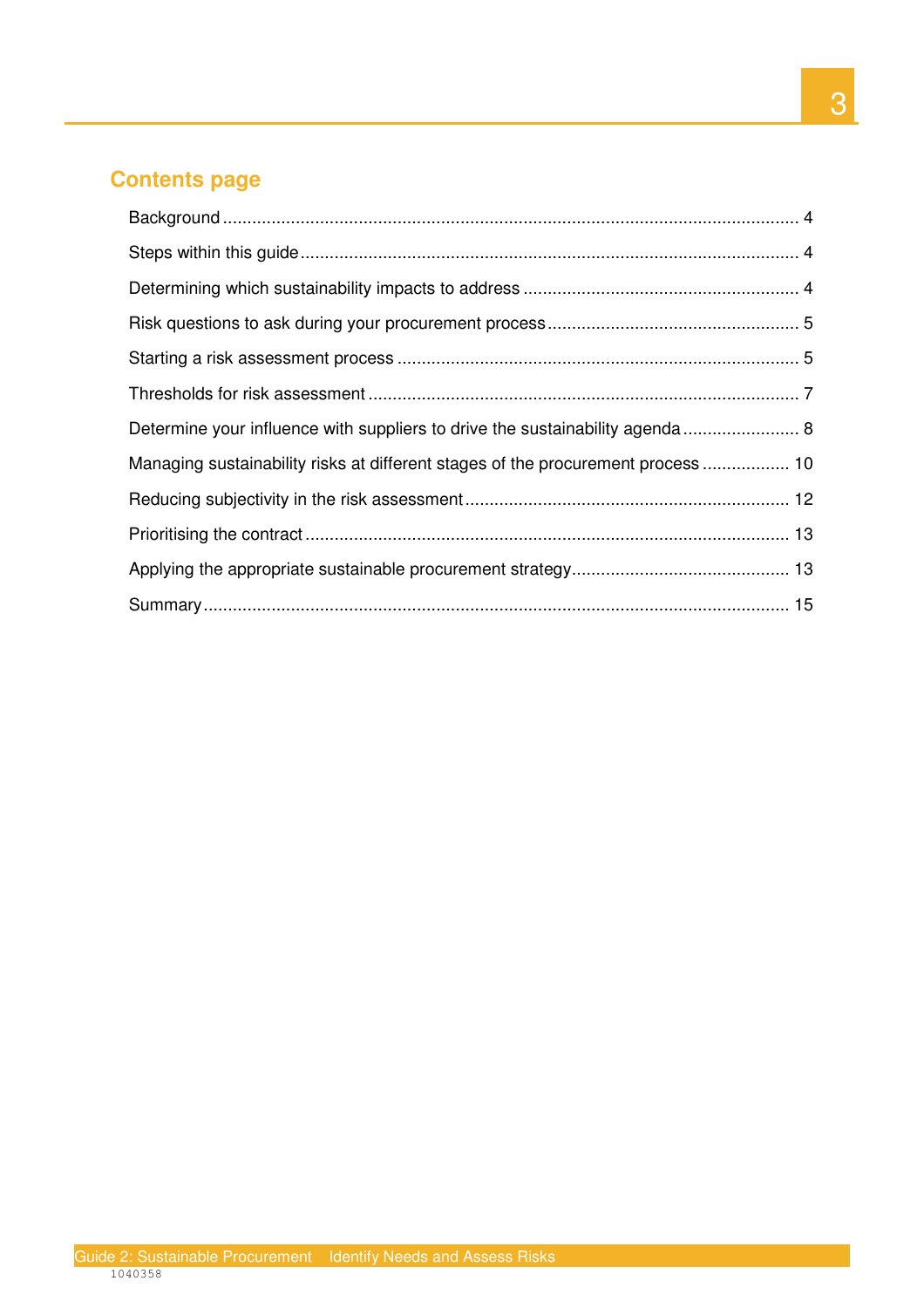## Contents page

Background ..................................................................................................................... 4

Steps within this guide ...................................................................................................... 4

Determining which sustainability impacts to address ......................................................... 4

Risk questions to ask during your procurement process ..................................................... 5

Starting a risk assessment process .................................................................................. 5

Thresholds for risk assessment ........................................................................................ 7

Determine your influence with suppliers to drive the sustainability agenda ........................ 8

Managing sustainability risks at different stages of the procurement process .................. 10

Reducing subjectivity in the risk assessment .................................................................. 12

Prioritising the contract .................................................................................................. 13

Applying the appropriate sustainable procurement strategy ............................................. 13

Summary ....................................................................................................................... 15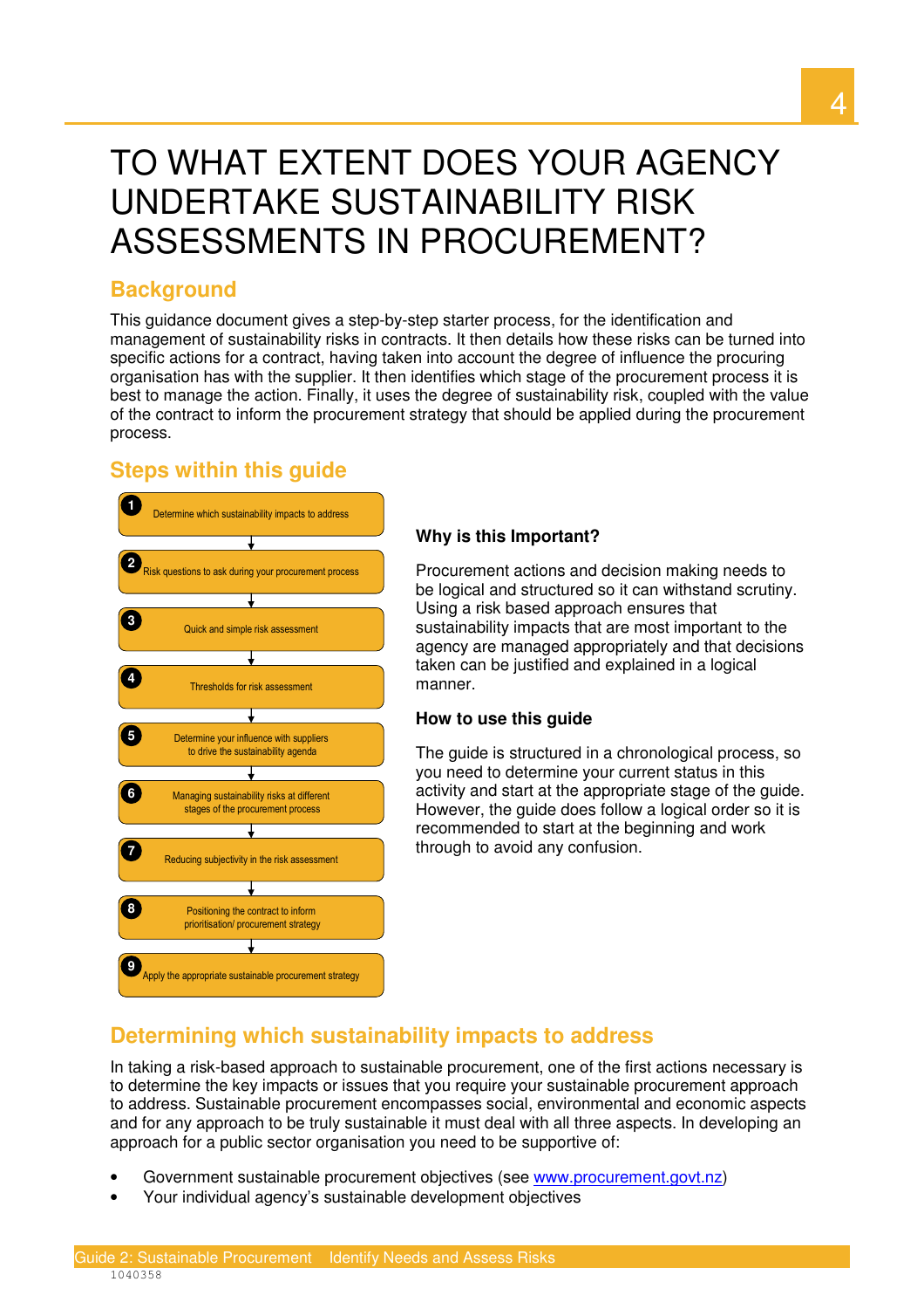# TO WHAT EXTENT DOES YOUR AGENCY UNDERTAKE SUSTAINABILITY RISK ASSESSMENTS IN PROCUREMENT?

## Background

This guidance document gives a step-by-step starter process, for the identification and management of sustainability risks in contracts. It then details how these risks can be turned into specific actions for a contract, having taken into account the degree of influence the procuring organisation has with the supplier. It then identifies which stage of the procurement process it is best to manage the action. Finally, it uses the degree of sustainability risk, coupled with the value of the contract to inform the procurement strategy that should be applied during the procurement process.

## Steps within this guide

1. Determine which sustainability impacts to address
2. Risk questions to ask during your procurement process
3. Quick and simple risk assessment
4. Thresholds for risk assessment
5. Determine your influence with suppliers to drive the sustainability agenda
6. Managing sustainability risks at different stages of the procurement process
7. Reducing subjectivity in the risk assessment
8. Positioning the contract to inform prioritisation/ procurement strategy
9. Apply the appropriate sustainable procurement strategy

### Why is this Important?

Procurement actions and decision making needs to be logical and structured so it can withstand scrutiny. Using a risk based approach ensures that sustainability impacts that are most important to the agency are managed appropriately and that decisions taken can be justified and explained in a logical manner.

### How to use this guide

The guide is structured in a chronological process, so you need to determine your current status in this activity and start at the appropriate stage of the guide. However, the guide does follow a logical order so it is recommended to start at the beginning and work through to avoid any confusion.

## Determining which sustainability impacts to address

In taking a risk-based approach to sustainable procurement, one of the first actions necessary is to determine the key impacts or issues that you require your sustainable procurement approach to address. Sustainable procurement encompasses social, environmental and economic aspects and for any approach to be truly sustainable it must deal with all three aspects. In developing an approach for a public sector organisation you need to be supportive of:

- Government sustainable procurement objectives (see www.procurement.govt.nz)
- Your individual agency's sustainable development objectives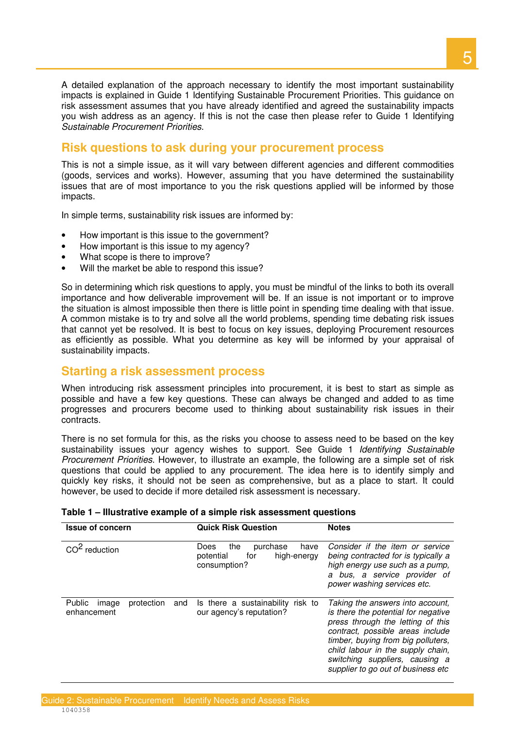A detailed explanation of the approach necessary to identify the most important sustainability impacts is explained in Guide 1 Identifying Sustainable Procurement Priorities. This guidance on risk assessment assumes that you have already identified and agreed the sustainability impacts you wish address as an agency. If this is not the case then please refer to Guide 1 Identifying *Sustainable Procurement Priorities*.

## Risk questions to ask during your procurement process

This is not a simple issue, as it will vary between different agencies and different commodities (goods, services and works). However, assuming that you have determined the sustainability issues that are of most importance to you the risk questions applied will be informed by those impacts.

In simple terms, sustainability risk issues are informed by:

- How important is this issue to the government?
- How important is this issue to my agency?
- What scope is there to improve?
- Will the market be able to respond this issue?

So in determining which risk questions to apply, you must be mindful of the links to both its overall importance and how deliverable improvement will be. If an issue is not important or to improve the situation is almost impossible then there is little point in spending time dealing with that issue. A common mistake is to try and solve all the world problems, spending time debating risk issues that cannot yet be resolved. It is best to focus on key issues, deploying Procurement resources as efficiently as possible. What you determine as key will be informed by your appraisal of sustainability impacts.

## Starting a risk assessment process

When introducing risk assessment principles into procurement, it is best to start as simple as possible and have a few key questions. These can always be changed and added to as time progresses and procurers become used to thinking about sustainability risk issues in their contracts.

There is no set formula for this, as the risks you choose to assess need to be based on the key sustainability issues your agency wishes to support. See Guide 1 *Identifying Sustainable Procurement Priorities*. However, to illustrate an example, the following are a simple set of risk questions that could be applied to any procurement. The idea here is to identify simply and quickly key risks, it should not be seen as comprehensive, but as a place to start. It could however, be used to decide if more detailed risk assessment is necessary.

**Table 1 – Illustrative example of a simple risk assessment questions**

| Issue of concern | Quick Risk Question | Notes |
|---|---|---|
| $CO^2$ reduction | Does the purchase have potential for high-energy consumption? | *Consider if the item or service being contracted for is typically a high energy use such as a pump, a bus, a service provider of power washing services etc.* |
| Public image protection and enhancement | Is there a sustainability risk to our agency's reputation? | *Taking the answers into account, is there the potential for negative press through the letting of this contract, possible areas include timber, buying from big polluters, child labour in the supply chain, switching suppliers, causing a supplier to go out of business etc* |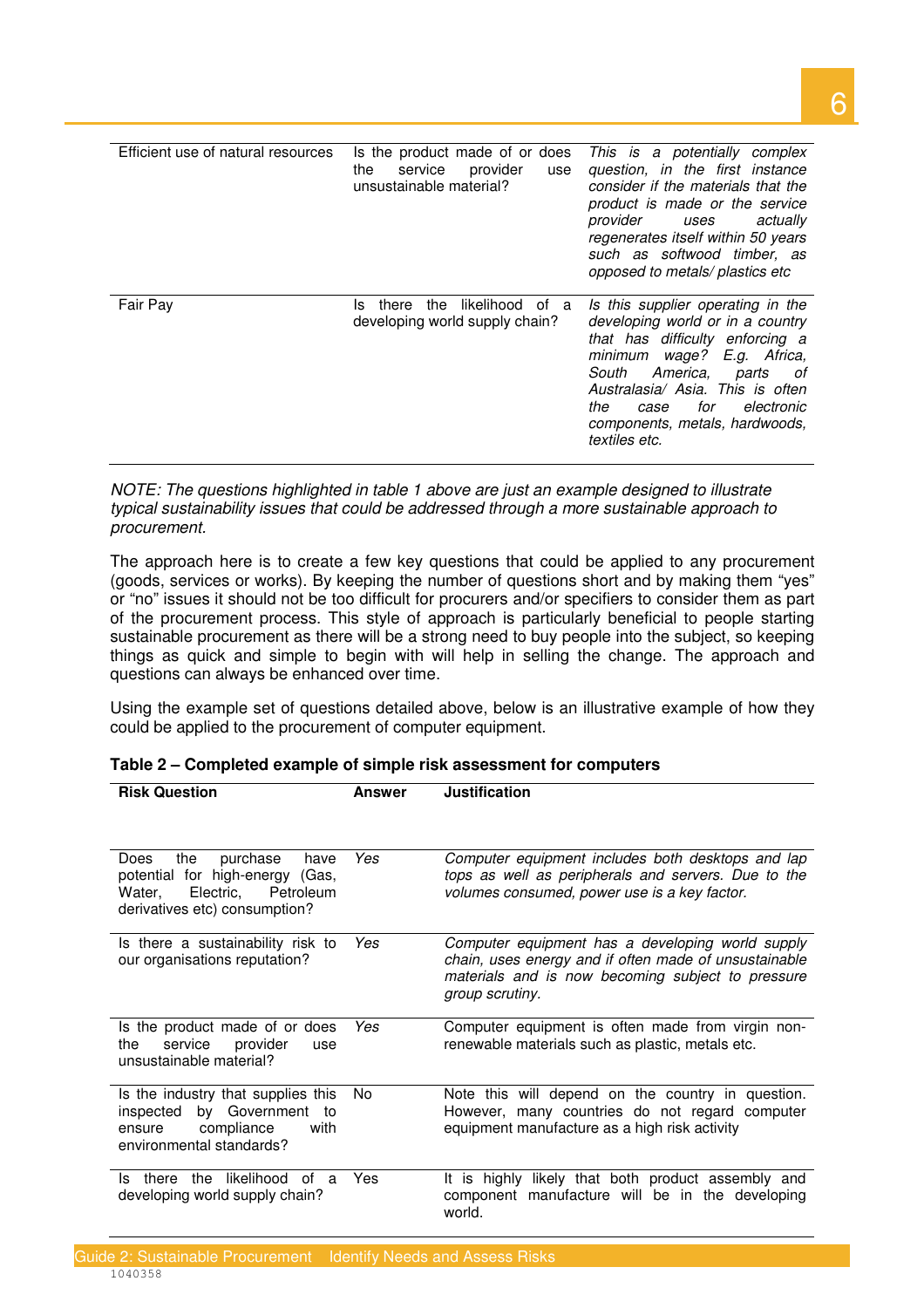| | | |
|---|---|---|
| Efficient use of natural resources | Is the product made of or does the service provider use unsustainable material? | *This is a potentially complex question, in the first instance consider if the materials that the product is made or the service provider uses actually regenerates itself within 50 years such as softwood timber, as opposed to metals/ plastics etc* |
| Fair Pay | Is there the likelihood of a developing world supply chain? | *Is this supplier operating in the developing world or in a country that has difficulty enforcing a minimum wage? E.g. Africa, South America, parts of Australasia/ Asia. This is often the case for electronic components, metals, hardwoods, textiles etc.* |

*NOTE: The questions highlighted in table 1 above are just an example designed to illustrate typical sustainability issues that could be addressed through a more sustainable approach to procurement.*

The approach here is to create a few key questions that could be applied to any procurement (goods, services or works). By keeping the number of questions short and by making them "yes" or "no" issues it should not be too difficult for procurers and/or specifiers to consider them as part of the procurement process. This style of approach is particularly beneficial to people starting sustainable procurement as there will be a strong need to buy people into the subject, so keeping things as quick and simple to begin with will help in selling the change. The approach and questions can always be enhanced over time.

Using the example set of questions detailed above, below is an illustrative example of how they could be applied to the procurement of computer equipment.

**Table 2 – Completed example of simple risk assessment for computers**

| Risk Question | Answer | Justification |
|---|---|---|
| Does the purchase have potential for high-energy (Gas, Water, Electric, Petroleum derivatives etc) consumption? | *Yes* | *Computer equipment includes both desktops and lap tops as well as peripherals and servers. Due to the volumes consumed, power use is a key factor.* |
| Is there a sustainability risk to our organisations reputation? | *Yes* | *Computer equipment has a developing world supply chain, uses energy and if often made of unsustainable materials and is now becoming subject to pressure group scrutiny.* |
| Is the product made of or does the service provider use unsustainable material? | *Yes* | Computer equipment is often made from virgin non-renewable materials such as plastic, metals etc. |
| Is the industry that supplies this inspected by Government to ensure compliance with environmental standards? | No | Note this will depend on the country in question. However, many countries do not regard computer equipment manufacture as a high risk activity |
| Is there the likelihood of a developing world supply chain? | Yes | It is highly likely that both product assembly and component manufacture will be in the developing world. |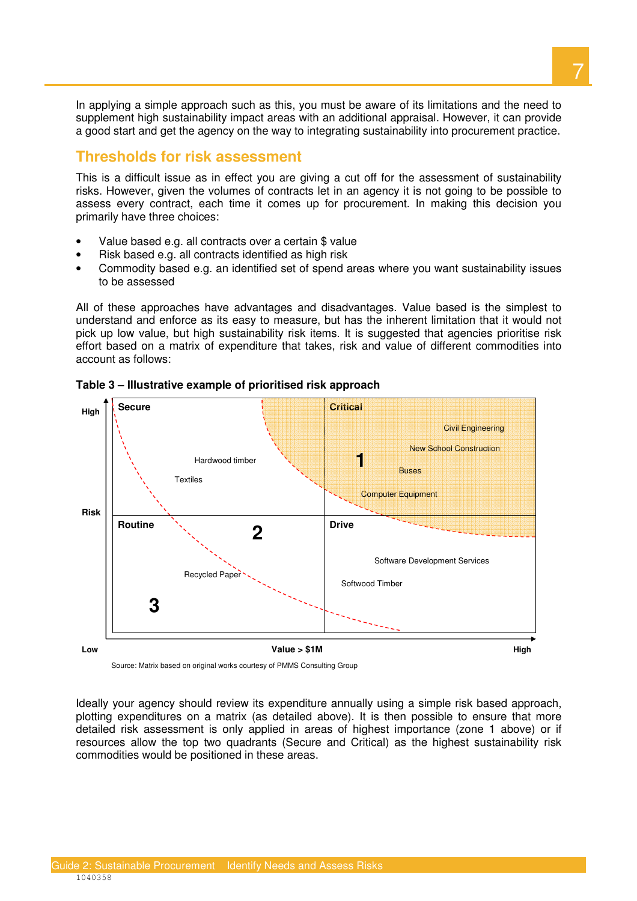In applying a simple approach such as this, you must be aware of its limitations and the need to supplement high sustainability impact areas with an additional appraisal. However, it can provide a good start and get the agency on the way to integrating sustainability into procurement practice.

## Thresholds for risk assessment

This is a difficult issue as in effect you are giving a cut off for the assessment of sustainability risks. However, given the volumes of contracts let in an agency it is not going to be possible to assess every contract, each time it comes up for procurement. In making this decision you primarily have three choices:

- Value based e.g. all contracts over a certain $ value
- Risk based e.g. all contracts identified as high risk
- Commodity based e.g. an identified set of spend areas where you want sustainability issues to be assessed

All of these approaches have advantages and disadvantages. Value based is the simplest to understand and enforce as its easy to measure, but has the inherent limitation that it would not pick up low value, but high sustainability risk items. It is suggested that agencies prioritise risk effort based on a matrix of expenditure that takes, risk and value of different commodities into account as follows:

**Table 3 – Illustrative example of prioritised risk approach**

| Risk | Low value | High value |
| --- | --- | --- |
| High | **Secure** (Zone 2): Hardwood timber, Textiles | **Critical** (Zone 1): Civil Engineering, New School Construction, Buses, Computer Equipment |
| Low | **Routine** (Zone 3 / Zone 2): Recycled Paper | **Drive**: Software Development Services, Softwood Timber |

Axes: Risk (Low to High); Value > $1M (Low to High)

Source: Matrix based on original works courtesy of PMMS Consulting Group

Ideally your agency should review its expenditure annually using a simple risk based approach, plotting expenditures on a matrix (as detailed above). It is then possible to ensure that more detailed risk assessment is only applied in areas of highest importance (zone 1 above) or if resources allow the top two quadrants (Secure and Critical) as the highest sustainability risk commodities would be positioned in these areas.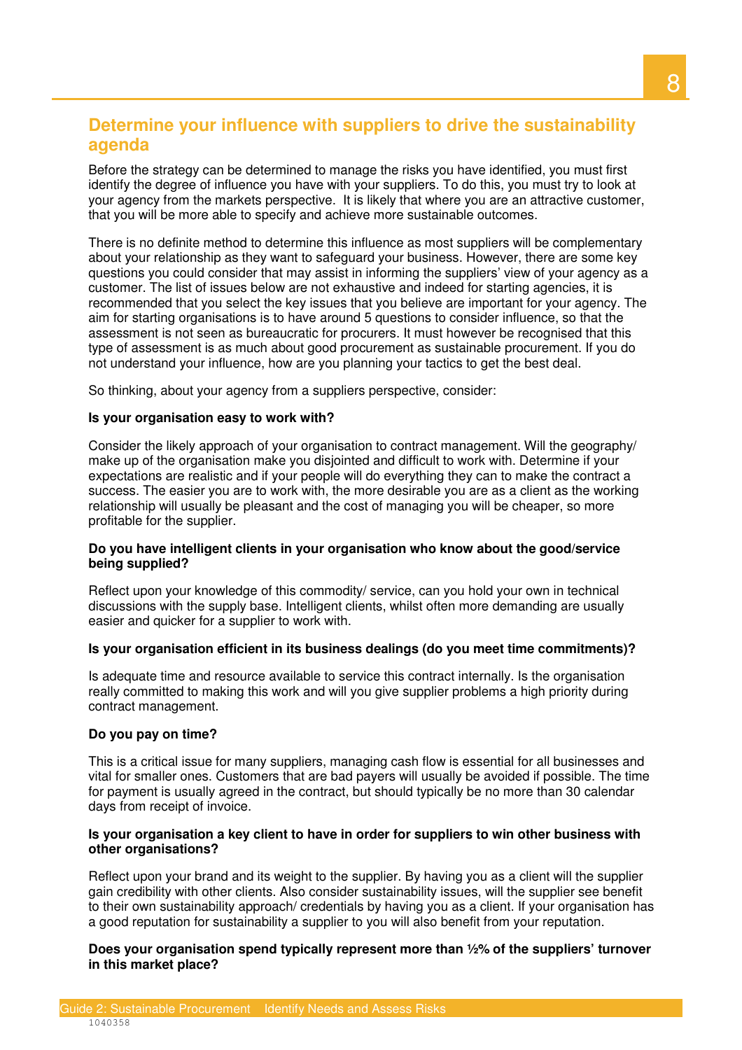## Determine your influence with suppliers to drive the sustainability agenda

Before the strategy can be determined to manage the risks you have identified, you must first identify the degree of influence you have with your suppliers. To do this, you must try to look at your agency from the markets perspective. It is likely that where you are an attractive customer, that you will be more able to specify and achieve more sustainable outcomes.

There is no definite method to determine this influence as most suppliers will be complementary about your relationship as they want to safeguard your business. However, there are some key questions you could consider that may assist in informing the suppliers' view of your agency as a customer. The list of issues below are not exhaustive and indeed for starting agencies, it is recommended that you select the key issues that you believe are important for your agency. The aim for starting organisations is to have around 5 questions to consider influence, so that the assessment is not seen as bureaucratic for procurers. It must however be recognised that this type of assessment is as much about good procurement as sustainable procurement. If you do not understand your influence, how are you planning your tactics to get the best deal.

So thinking, about your agency from a suppliers perspective, consider:

**Is your organisation easy to work with?**

Consider the likely approach of your organisation to contract management. Will the geography/ make up of the organisation make you disjointed and difficult to work with. Determine if your expectations are realistic and if your people will do everything they can to make the contract a success. The easier you are to work with, the more desirable you are as a client as the working relationship will usually be pleasant and the cost of managing you will be cheaper, so more profitable for the supplier.

**Do you have intelligent clients in your organisation who know about the good/service being supplied?**

Reflect upon your knowledge of this commodity/ service, can you hold your own in technical discussions with the supply base. Intelligent clients, whilst often more demanding are usually easier and quicker for a supplier to work with.

**Is your organisation efficient in its business dealings (do you meet time commitments)?**

Is adequate time and resource available to service this contract internally. Is the organisation really committed to making this work and will you give supplier problems a high priority during contract management.

**Do you pay on time?**

This is a critical issue for many suppliers, managing cash flow is essential for all businesses and vital for smaller ones. Customers that are bad payers will usually be avoided if possible. The time for payment is usually agreed in the contract, but should typically be no more than 30 calendar days from receipt of invoice.

**Is your organisation a key client to have in order for suppliers to win other business with other organisations?**

Reflect upon your brand and its weight to the supplier. By having you as a client will the supplier gain credibility with other clients. Also consider sustainability issues, will the supplier see benefit to their own sustainability approach/ credentials by having you as a client. If your organisation has a good reputation for sustainability a supplier to you will also benefit from your reputation.

**Does your organisation spend typically represent more than ½% of the suppliers' turnover in this market place?**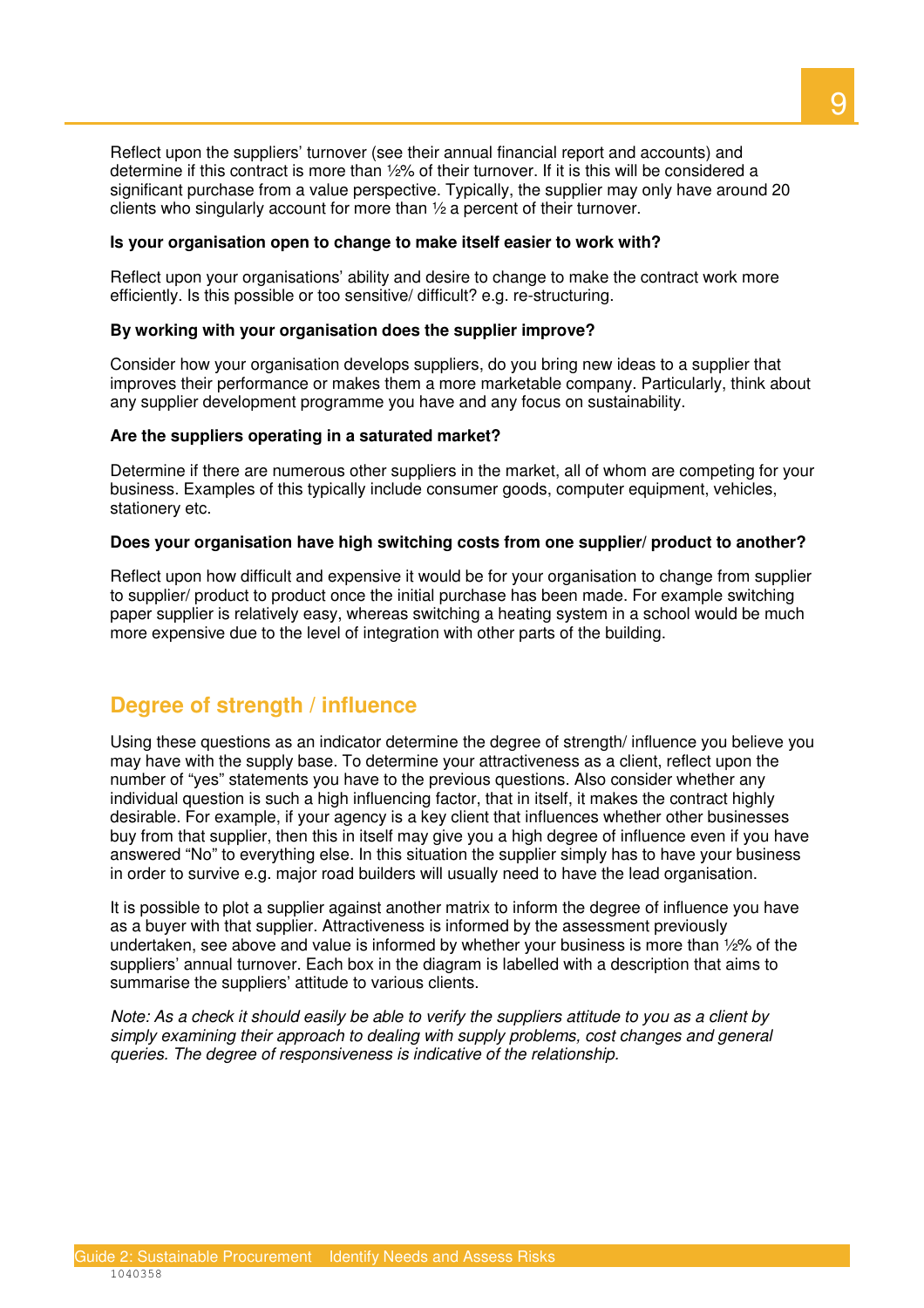Reflect upon the suppliers' turnover (see their annual financial report and accounts) and determine if this contract is more than ½% of their turnover. If it is this will be considered a significant purchase from a value perspective. Typically, the supplier may only have around 20 clients who singularly account for more than ½ a percent of their turnover.

**Is your organisation open to change to make itself easier to work with?**

Reflect upon your organisations' ability and desire to change to make the contract work more efficiently. Is this possible or too sensitive/ difficult? e.g. re-structuring.

**By working with your organisation does the supplier improve?**

Consider how your organisation develops suppliers, do you bring new ideas to a supplier that improves their performance or makes them a more marketable company. Particularly, think about any supplier development programme you have and any focus on sustainability.

**Are the suppliers operating in a saturated market?**

Determine if there are numerous other suppliers in the market, all of whom are competing for your business. Examples of this typically include consumer goods, computer equipment, vehicles, stationery etc.

**Does your organisation have high switching costs from one supplier/ product to another?**

Reflect upon how difficult and expensive it would be for your organisation to change from supplier to supplier/ product to product once the initial purchase has been made. For example switching paper supplier is relatively easy, whereas switching a heating system in a school would be much more expensive due to the level of integration with other parts of the building.

## Degree of strength / influence

Using these questions as an indicator determine the degree of strength/ influence you believe you may have with the supply base. To determine your attractiveness as a client, reflect upon the number of "yes" statements you have to the previous questions. Also consider whether any individual question is such a high influencing factor, that in itself, it makes the contract highly desirable. For example, if your agency is a key client that influences whether other businesses buy from that supplier, then this in itself may give you a high degree of influence even if you have answered "No" to everything else. In this situation the supplier simply has to have your business in order to survive e.g. major road builders will usually need to have the lead organisation.

It is possible to plot a supplier against another matrix to inform the degree of influence you have as a buyer with that supplier. Attractiveness is informed by the assessment previously undertaken, see above and value is informed by whether your business is more than ½% of the suppliers' annual turnover. Each box in the diagram is labelled with a description that aims to summarise the suppliers' attitude to various clients.

*Note: As a check it should easily be able to verify the suppliers attitude to you as a client by simply examining their approach to dealing with supply problems, cost changes and general queries. The degree of responsiveness is indicative of the relationship.*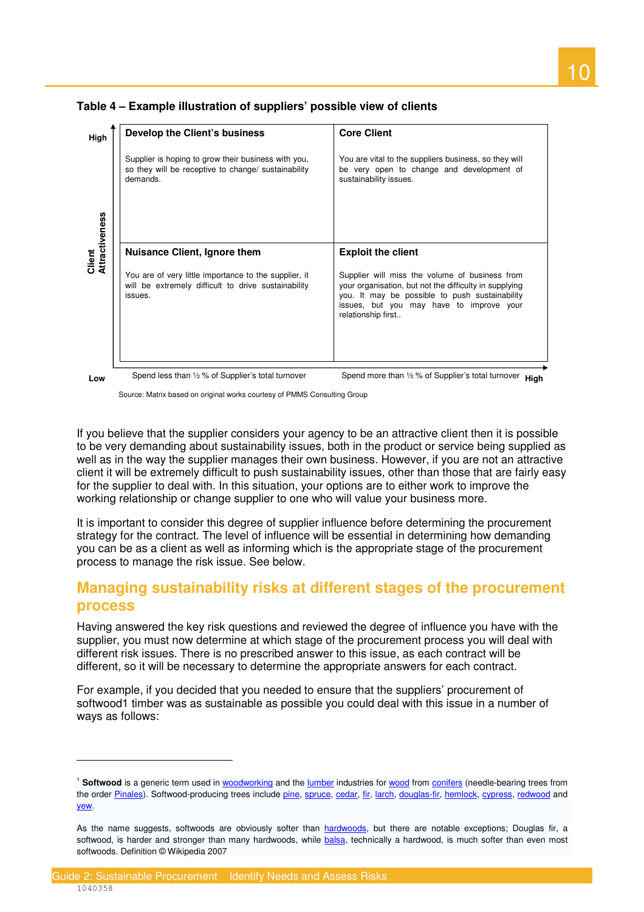**Table 4 – Example illustration of suppliers' possible view of clients**

| Client Attractiveness | Spend less than ½ % of Supplier's total turnover | Spend more than ½ % of Supplier's total turnover |
|---|---|---|
| High | **Develop the Client's business**<br><br>Supplier is hoping to grow their business with you, so they will be receptive to change/ sustainability demands. | **Core Client**<br><br>You are vital to the suppliers business, so they will be very open to change and development of sustainability issues. |
| Low | **Nuisance Client, Ignore them**<br><br>You are of very little importance to the supplier, it will be extremely difficult to drive sustainability issues. | **Exploit the client**<br><br>Supplier will miss the volume of business from your organisation, but not the difficulty in supplying you. It may be possible to push sustainability issues, but you may have to improve your relationship first.. |

Source: Matrix based on original works courtesy of PMMS Consulting Group

If you believe that the supplier considers your agency to be an attractive client then it is possible to be very demanding about sustainability issues, both in the product or service being supplied as well as in the way the supplier manages their own business. However, if you are not an attractive client it will be extremely difficult to push sustainability issues, other than those that are fairly easy for the supplier to deal with. In this situation, your options are to either work to improve the working relationship or change supplier to one who will value your business more.

It is important to consider this degree of supplier influence before determining the procurement strategy for the contract. The level of influence will be essential in determining how demanding you can be as a client as well as informing which is the appropriate stage of the procurement process to manage the risk issue. See below.

## Managing sustainability risks at different stages of the procurement process

Having answered the key risk questions and reviewed the degree of influence you have with the supplier, you must now determine at which stage of the procurement process you will deal with different risk issues. There is no prescribed answer to this issue, as each contract will be different, so it will be necessary to determine the appropriate answers for each contract.

For example, if you decided that you needed to ensure that the suppliers' procurement of softwood[1] timber was as sustainable as possible you could deal with this issue in a number of ways as follows:

---

[1] **Softwood** is a generic term used in woodworking and the lumber industries for wood from conifers (needle-bearing trees from the order Pinales). Softwood-producing trees include pine, spruce, cedar, fir, larch, douglas-fir, hemlock, cypress, redwood and yew.

As the name suggests, softwoods are obviously softer than hardwoods, but there are notable exceptions; Douglas fir, a softwood, is harder and stronger than many hardwoods, while balsa, technically a hardwood, is much softer than even most softwoods. Definition © Wikipedia 2007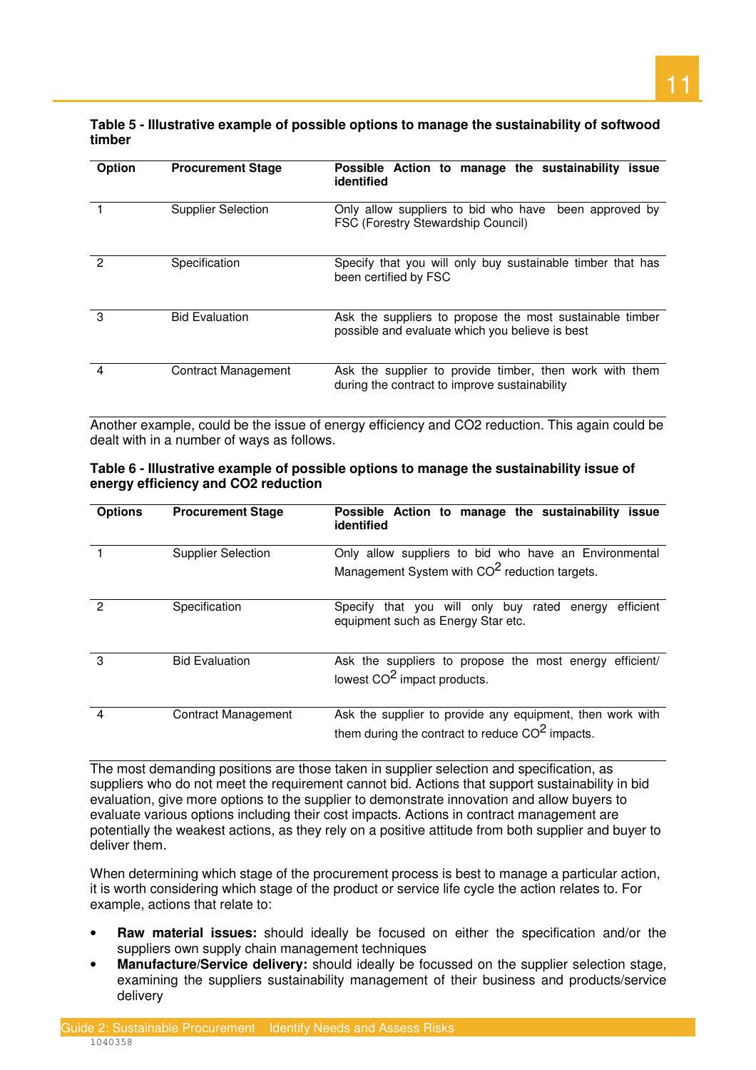**Table 5 - Illustrative example of possible options to manage the sustainability of softwood timber**

| Option | Procurement Stage | Possible Action to manage the sustainability issue identified |
|---|---|---|
| 1 | Supplier Selection | Only allow suppliers to bid who have been approved by FSC (Forestry Stewardship Council) |
| 2 | Specification | Specify that you will only buy sustainable timber that has been certified by FSC |
| 3 | Bid Evaluation | Ask the suppliers to propose the most sustainable timber possible and evaluate which you believe is best |
| 4 | Contract Management | Ask the supplier to provide timber, then work with them during the contract to improve sustainability |

Another example, could be the issue of energy efficiency and CO2 reduction. This again could be dealt with in a number of ways as follows.

**Table 6 - Illustrative example of possible options to manage the sustainability issue of energy efficiency and CO2 reduction**

| Options | Procurement Stage | Possible Action to manage the sustainability issue identified |
|---|---|---|
| 1 | Supplier Selection | Only allow suppliers to bid who have an Environmental Management System with $CO^2$ reduction targets. |
| 2 | Specification | Specify that you will only buy rated energy efficient equipment such as Energy Star etc. |
| 3 | Bid Evaluation | Ask the suppliers to propose the most energy efficient/ lowest $CO^2$ impact products. |
| 4 | Contract Management | Ask the supplier to provide any equipment, then work with them during the contract to reduce $CO^2$ impacts. |

The most demanding positions are those taken in supplier selection and specification, as suppliers who do not meet the requirement cannot bid. Actions that support sustainability in bid evaluation, give more options to the supplier to demonstrate innovation and allow buyers to evaluate various options including their cost impacts. Actions in contract management are potentially the weakest actions, as they rely on a positive attitude from both supplier and buyer to deliver them.

When determining which stage of the procurement process is best to manage a particular action, it is worth considering which stage of the product or service life cycle the action relates to. For example, actions that relate to:

- **Raw material issues:** should ideally be focused on either the specification and/or the suppliers own supply chain management techniques
- **Manufacture/Service delivery:** should ideally be focussed on the supplier selection stage, examining the suppliers sustainability management of their business and products/service delivery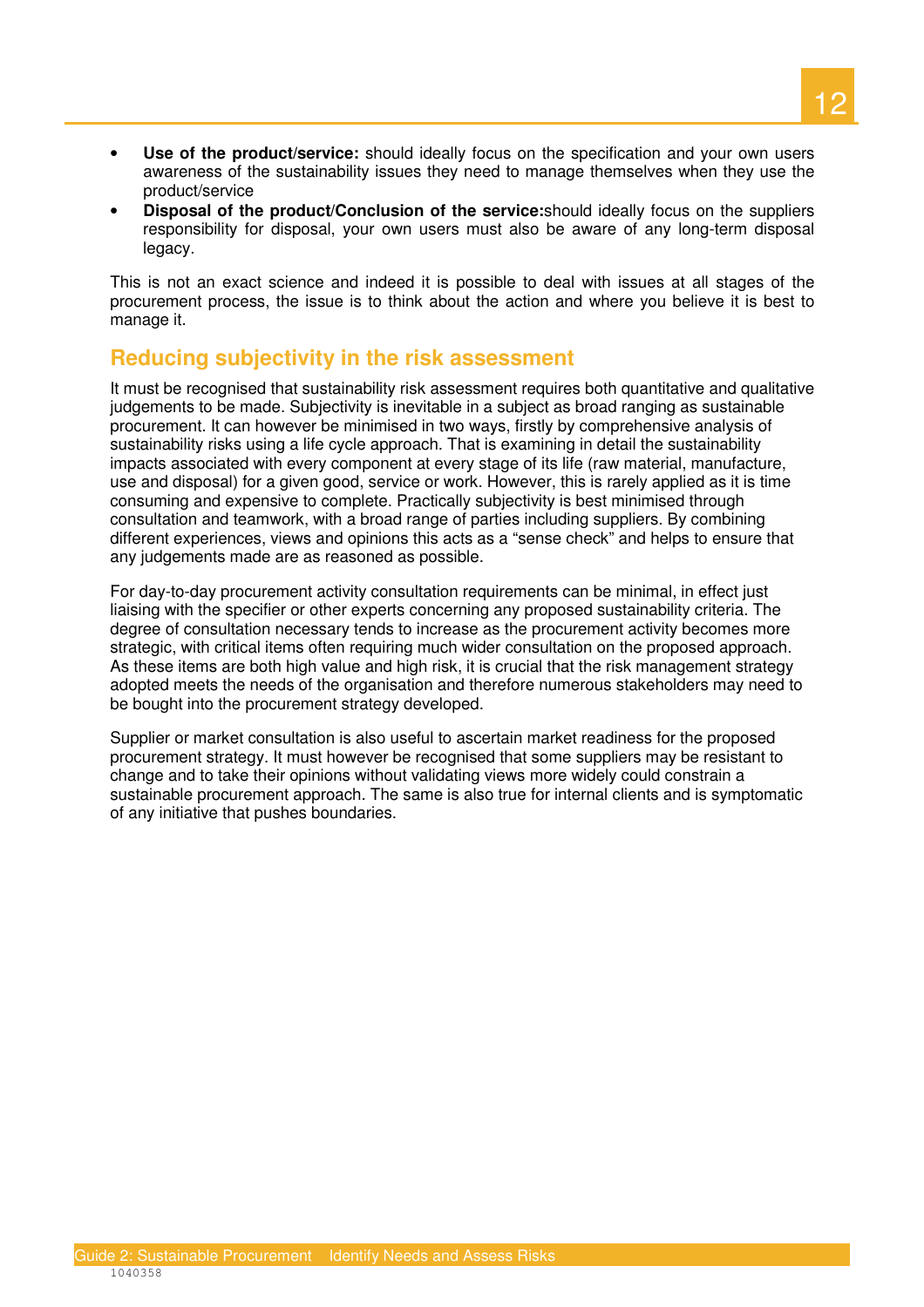- **Use of the product/service:** should ideally focus on the specification and your own users awareness of the sustainability issues they need to manage themselves when they use the product/service
- **Disposal of the product/Conclusion of the service:**should ideally focus on the suppliers responsibility for disposal, your own users must also be aware of any long-term disposal legacy.

This is not an exact science and indeed it is possible to deal with issues at all stages of the procurement process, the issue is to think about the action and where you believe it is best to manage it.

## Reducing subjectivity in the risk assessment

It must be recognised that sustainability risk assessment requires both quantitative and qualitative judgements to be made. Subjectivity is inevitable in a subject as broad ranging as sustainable procurement. It can however be minimised in two ways, firstly by comprehensive analysis of sustainability risks using a life cycle approach. That is examining in detail the sustainability impacts associated with every component at every stage of its life (raw material, manufacture, use and disposal) for a given good, service or work. However, this is rarely applied as it is time consuming and expensive to complete. Practically subjectivity is best minimised through consultation and teamwork, with a broad range of parties including suppliers. By combining different experiences, views and opinions this acts as a "sense check" and helps to ensure that any judgements made are as reasoned as possible.

For day-to-day procurement activity consultation requirements can be minimal, in effect just liaising with the specifier or other experts concerning any proposed sustainability criteria. The degree of consultation necessary tends to increase as the procurement activity becomes more strategic, with critical items often requiring much wider consultation on the proposed approach. As these items are both high value and high risk, it is crucial that the risk management strategy adopted meets the needs of the organisation and therefore numerous stakeholders may need to be bought into the procurement strategy developed.

Supplier or market consultation is also useful to ascertain market readiness for the proposed procurement strategy. It must however be recognised that some suppliers may be resistant to change and to take their opinions without validating views more widely could constrain a sustainable procurement approach. The same is also true for internal clients and is symptomatic of any initiative that pushes boundaries.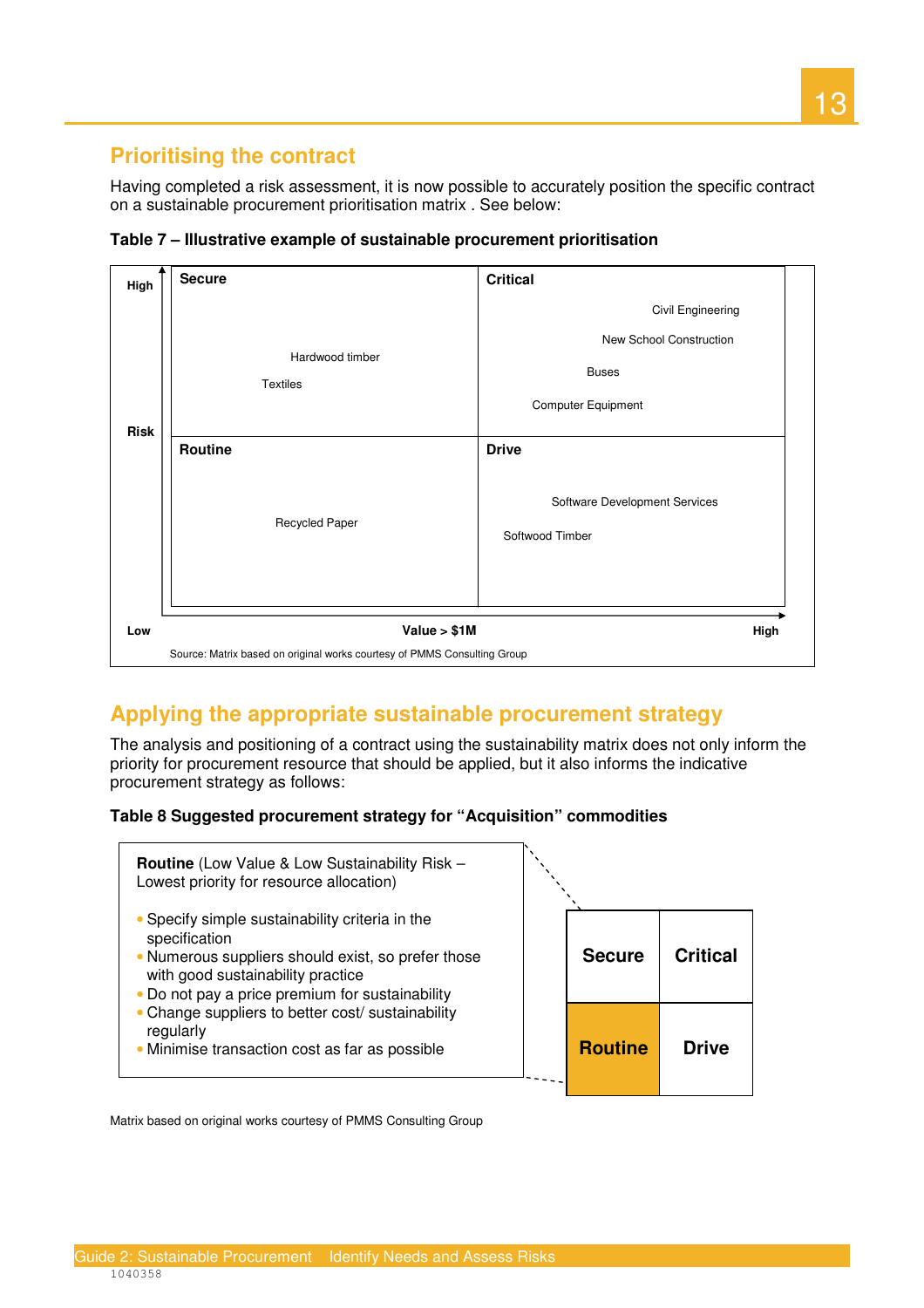## Prioritising the contract

Having completed a risk assessment, it is now possible to accurately position the specific contract on a sustainable procurement prioritisation matrix . See below:

**Table 7 – Illustrative example of sustainable procurement prioritisation**

| Risk \ Value > $1M | Low | High |
|---|---|---|
| **High** | **Secure**<br>Hardwood timber<br>Textiles | **Critical**<br>Civil Engineering<br>New School Construction<br>Buses<br>Computer Equipment |
| **Low** | **Routine**<br>Recycled Paper | **Drive**<br>Software Development Services<br>Softwood Timber |

Source: Matrix based on original works courtesy of PMMS Consulting Group

## Applying the appropriate sustainable procurement strategy

The analysis and positioning of a contract using the sustainability matrix does not only inform the priority for procurement resource that should be applied, but it also informs the indicative procurement strategy as follows:

**Table 8 Suggested procurement strategy for "Acquisition" commodities**

**Routine** (Low Value & Low Sustainability Risk – Lowest priority for resource allocation)

- Specify simple sustainability criteria in the specification
- Numerous suppliers should exist, so prefer those with good sustainability practice
- Do not pay a price premium for sustainability
- Change suppliers to better cost/ sustainability regularly
- Minimise transaction cost as far as possible

| Secure | Critical |
|---|---|
| **Routine** | Drive |

Matrix based on original works courtesy of PMMS Consulting Group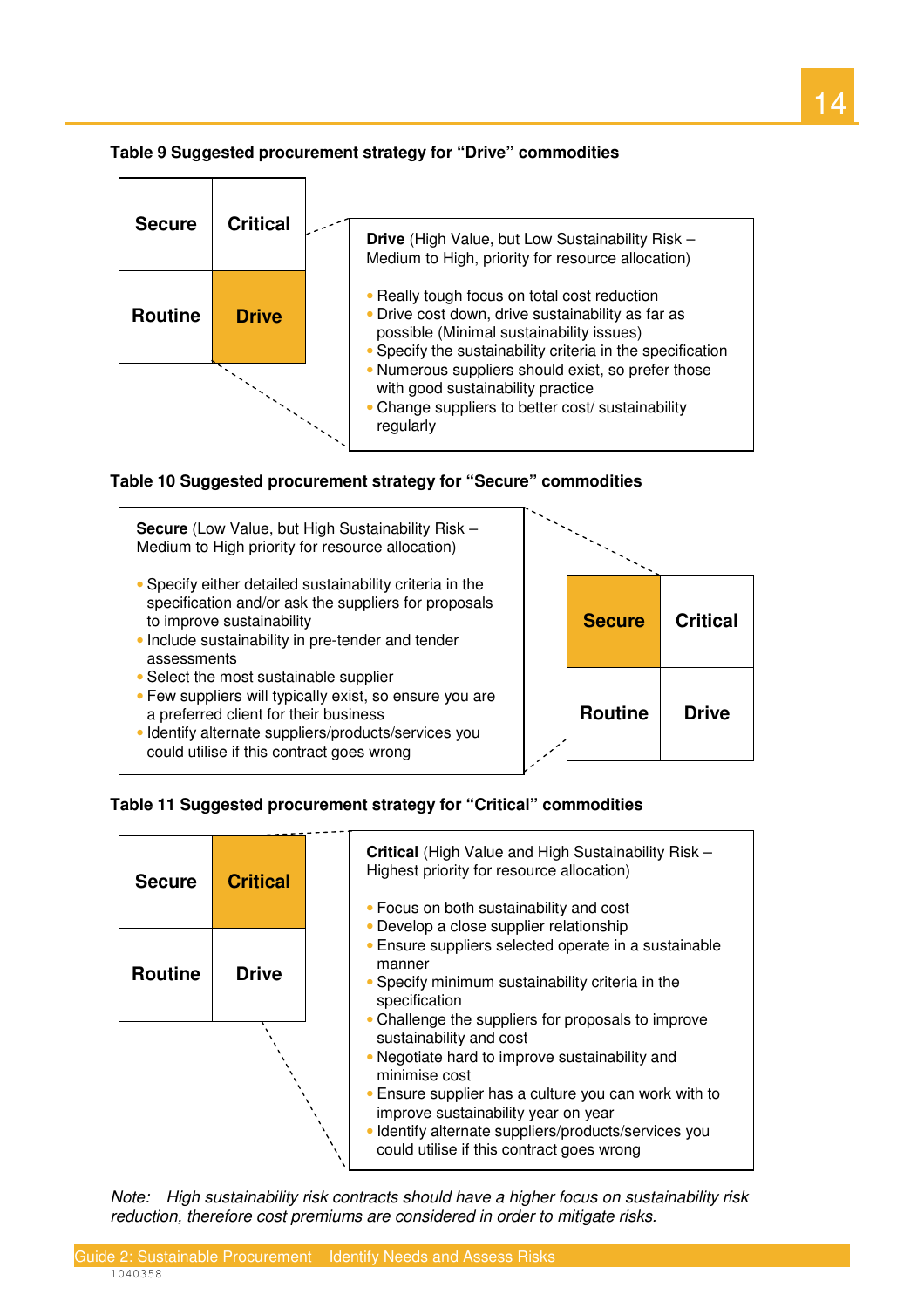**Table 9 Suggested procurement strategy for "Drive" commodities**

| Secure | Critical |
|---|---|
| Routine | **Drive** |

**Drive** (High Value, but Low Sustainability Risk – Medium to High, priority for resource allocation)

- Really tough focus on total cost reduction
- Drive cost down, drive sustainability as far as possible (Minimal sustainability issues)
- Specify the sustainability criteria in the specification
- Numerous suppliers should exist, so prefer those with good sustainability practice
- Change suppliers to better cost/ sustainability regularly

**Table 10 Suggested procurement strategy for "Secure" commodities**

**Secure** (Low Value, but High Sustainability Risk – Medium to High priority for resource allocation)

- Specify either detailed sustainability criteria in the specification and/or ask the suppliers for proposals to improve sustainability
- Include sustainability in pre-tender and tender assessments
- Select the most sustainable supplier
- Few suppliers will typically exist, so ensure you are a preferred client for their business
- Identify alternate suppliers/products/services you could utilise if this contract goes wrong

| **Secure** | Critical |
|---|---|
| Routine | Drive |

**Table 11 Suggested procurement strategy for "Critical" commodities**

| Secure | **Critical** |
|---|---|
| Routine | Drive |

**Critical** (High Value and High Sustainability Risk – Highest priority for resource allocation)

- Focus on both sustainability and cost
- Develop a close supplier relationship
- Ensure suppliers selected operate in a sustainable manner
- Specify minimum sustainability criteria in the specification
- Challenge the suppliers for proposals to improve sustainability and cost
- Negotiate hard to improve sustainability and minimise cost
- Ensure supplier has a culture you can work with to improve sustainability year on year
- Identify alternate suppliers/products/services you could utilise if this contract goes wrong

*Note: High sustainability risk contracts should have a higher focus on sustainability risk reduction, therefore cost premiums are considered in order to mitigate risks.*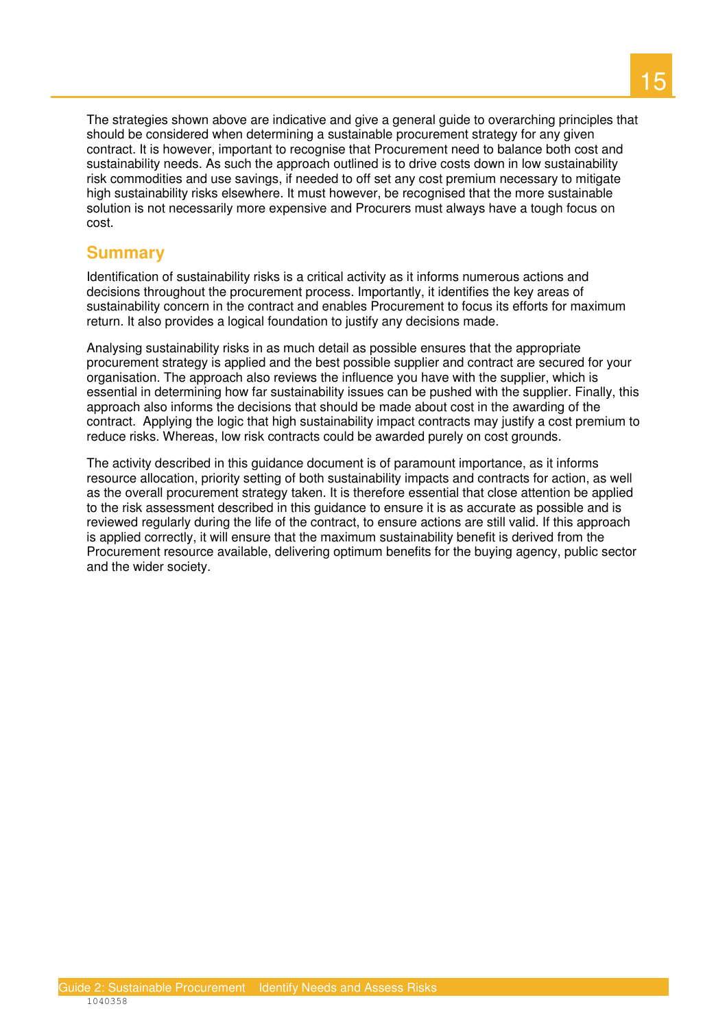The strategies shown above are indicative and give a general guide to overarching principles that should be considered when determining a sustainable procurement strategy for any given contract. It is however, important to recognise that Procurement need to balance both cost and sustainability needs. As such the approach outlined is to drive costs down in low sustainability risk commodities and use savings, if needed to off set any cost premium necessary to mitigate high sustainability risks elsewhere. It must however, be recognised that the more sustainable solution is not necessarily more expensive and Procurers must always have a tough focus on cost.

## Summary

Identification of sustainability risks is a critical activity as it informs numerous actions and decisions throughout the procurement process. Importantly, it identifies the key areas of sustainability concern in the contract and enables Procurement to focus its efforts for maximum return. It also provides a logical foundation to justify any decisions made.

Analysing sustainability risks in as much detail as possible ensures that the appropriate procurement strategy is applied and the best possible supplier and contract are secured for your organisation. The approach also reviews the influence you have with the supplier, which is essential in determining how far sustainability issues can be pushed with the supplier. Finally, this approach also informs the decisions that should be made about cost in the awarding of the contract. Applying the logic that high sustainability impact contracts may justify a cost premium to reduce risks. Whereas, low risk contracts could be awarded purely on cost grounds.

The activity described in this guidance document is of paramount importance, as it informs resource allocation, priority setting of both sustainability impacts and contracts for action, as well as the overall procurement strategy taken. It is therefore essential that close attention be applied to the risk assessment described in this guidance to ensure it is as accurate as possible and is reviewed regularly during the life of the contract, to ensure actions are still valid. If this approach is applied correctly, it will ensure that the maximum sustainability benefit is derived from the Procurement resource available, delivering optimum benefits for the buying agency, public sector and the wider society.